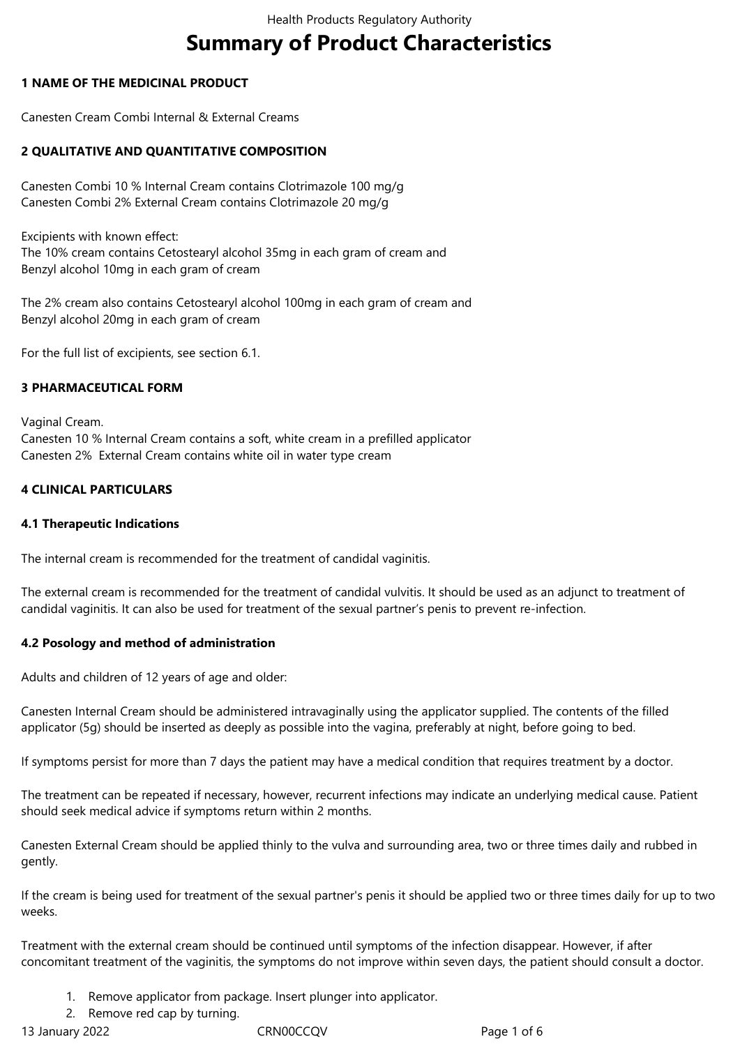# Summary of Product Characteristics

## 1 NAME OF THE MEDICINAL PRODUCT

Canesten Cream Combi Internal & External Creams

## 2 QUALITATIVE AND QUANTITATIVE COMPOSITION

Canesten Combi 10 % Internal Cream contains Clotrimazole 100 mg/g
Canesten Combi 2% External Cream contains Clotrimazole 20 mg/g

Excipients with known effect:
The 10% cream contains Cetostearyl alcohol 35mg in each gram of cream and
Benzyl alcohol 10mg in each gram of cream

The 2% cream also contains Cetostearyl alcohol 100mg in each gram of cream and
Benzyl alcohol 20mg in each gram of cream

For the full list of excipients, see section 6.1.

## 3 PHARMACEUTICAL FORM

Vaginal Cream.
Canesten 10 % Internal Cream contains a soft, white cream in a prefilled applicator
Canesten 2% External Cream contains white oil in water type cream

## 4 CLINICAL PARTICULARS

### 4.1 Therapeutic Indications

The internal cream is recommended for the treatment of candidal vaginitis.

The external cream is recommended for the treatment of candidal vulvitis. It should be used as an adjunct to treatment of candidal vaginitis. It can also be used for treatment of the sexual partner's penis to prevent re-infection.

### 4.2 Posology and method of administration

Adults and children of 12 years of age and older:

Canesten Internal Cream should be administered intravaginally using the applicator supplied. The contents of the filled applicator (5g) should be inserted as deeply as possible into the vagina, preferably at night, before going to bed.

If symptoms persist for more than 7 days the patient may have a medical condition that requires treatment by a doctor.

The treatment can be repeated if necessary, however, recurrent infections may indicate an underlying medical cause. Patient should seek medical advice if symptoms return within 2 months.

Canesten External Cream should be applied thinly to the vulva and surrounding area, two or three times daily and rubbed in gently.

If the cream is being used for treatment of the sexual partner's penis it should be applied two or three times daily for up to two weeks.

Treatment with the external cream should be continued until symptoms of the infection disappear. However, if after concomitant treatment of the vaginitis, the symptoms do not improve within seven days, the patient should consult a doctor.

1. Remove applicator from package. Insert plunger into applicator.
2. Remove red cap by turning.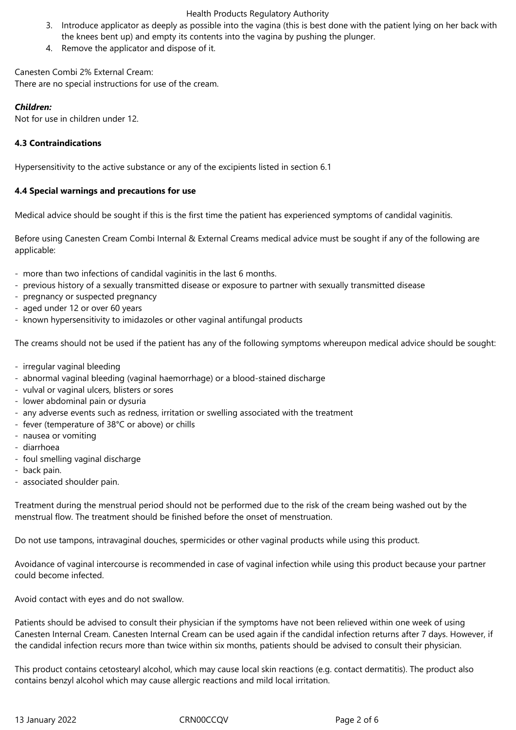3. Introduce applicator as deeply as possible into the vagina (this is best done with the patient lying on her back with the knees bent up) and empty its contents into the vagina by pushing the plunger.
4. Remove the applicator and dispose of it.

Canesten Combi 2% External Cream:
There are no special instructions for use of the cream.

***Children:***
Not for use in children under 12.

**4.3 Contraindications**

Hypersensitivity to the active substance or any of the excipients listed in section 6.1

**4.4 Special warnings and precautions for use**

Medical advice should be sought if this is the first time the patient has experienced symptoms of candidal vaginitis.

Before using Canesten Cream Combi Internal & External Creams medical advice must be sought if any of the following are applicable:

- more than two infections of candidal vaginitis in the last 6 months.
- previous history of a sexually transmitted disease or exposure to partner with sexually transmitted disease
- pregnancy or suspected pregnancy
- aged under 12 or over 60 years
- known hypersensitivity to imidazoles or other vaginal antifungal products

The creams should not be used if the patient has any of the following symptoms whereupon medical advice should be sought:

- irregular vaginal bleeding
- abnormal vaginal bleeding (vaginal haemorrhage) or a blood-stained discharge
- vulval or vaginal ulcers, blisters or sores
- lower abdominal pain or dysuria
- any adverse events such as redness, irritation or swelling associated with the treatment
- fever (temperature of 38°C or above) or chills
- nausea or vomiting
- diarrhoea
- foul smelling vaginal discharge
- back pain.
- associated shoulder pain.

Treatment during the menstrual period should not be performed due to the risk of the cream being washed out by the menstrual flow. The treatment should be finished before the onset of menstruation.

Do not use tampons, intravaginal douches, spermicides or other vaginal products while using this product.

Avoidance of vaginal intercourse is recommended in case of vaginal infection while using this product because your partner could become infected.

Avoid contact with eyes and do not swallow.

Patients should be advised to consult their physician if the symptoms have not been relieved within one week of using Canesten Internal Cream. Canesten Internal Cream can be used again if the candidal infection returns after 7 days. However, if the candidal infection recurs more than twice within six months, patients should be advised to consult their physician.

This product contains cetostearyl alcohol, which may cause local skin reactions (e.g. contact dermatitis). The product also contains benzyl alcohol which may cause allergic reactions and mild local irritation.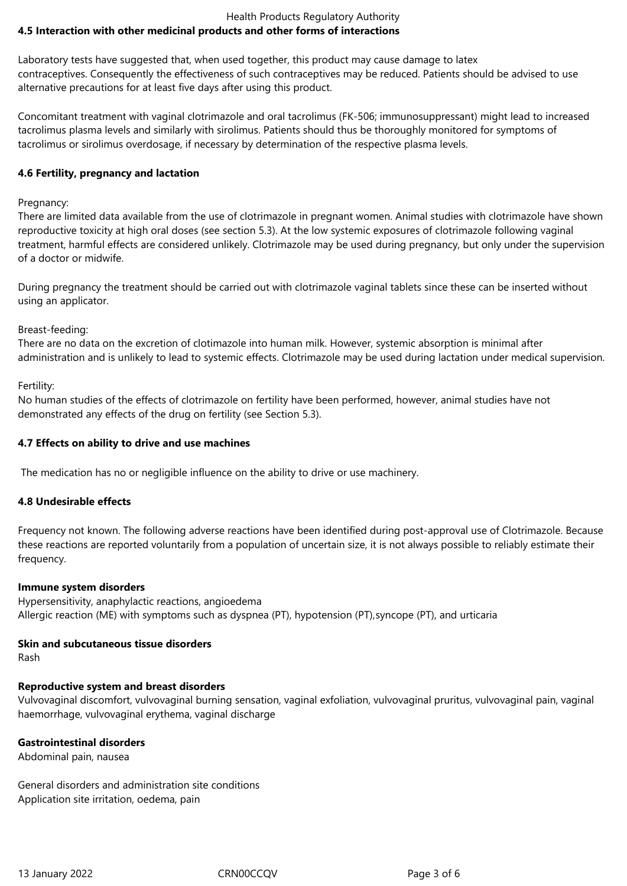## 4.5 Interaction with other medicinal products and other forms of interactions

Laboratory tests have suggested that, when used together, this product may cause damage to latex contraceptives. Consequently the effectiveness of such contraceptives may be reduced. Patients should be advised to use alternative precautions for at least five days after using this product.

Concomitant treatment with vaginal clotrimazole and oral tacrolimus (FK-506; immunosuppressant) might lead to increased tacrolimus plasma levels and similarly with sirolimus. Patients should thus be thoroughly monitored for symptoms of tacrolimus or sirolimus overdosage, if necessary by determination of the respective plasma levels.

## 4.6 Fertility, pregnancy and lactation

Pregnancy:
There are limited data available from the use of clotrimazole in pregnant women. Animal studies with clotrimazole have shown reproductive toxicity at high oral doses (see section 5.3). At the low systemic exposures of clotrimazole following vaginal treatment, harmful effects are considered unlikely. Clotrimazole may be used during pregnancy, but only under the supervision of a doctor or midwife.

During pregnancy the treatment should be carried out with clotrimazole vaginal tablets since these can be inserted without using an applicator.

Breast-feeding:
There are no data on the excretion of clotimazole into human milk. However, systemic absorption is minimal after administration and is unlikely to lead to systemic effects. Clotrimazole may be used during lactation under medical supervision.

Fertility:
No human studies of the effects of clotrimazole on fertility have been performed, however, animal studies have not demonstrated any effects of the drug on fertility (see Section 5.3).

## 4.7 Effects on ability to drive and use machines

The medication has no or negligible influence on the ability to drive or use machinery.

## 4.8 Undesirable effects

Frequency not known. The following adverse reactions have been identified during post-approval use of Clotrimazole. Because these reactions are reported voluntarily from a population of uncertain size, it is not always possible to reliably estimate their frequency.

**Immune system disorders**
Hypersensitivity, anaphylactic reactions, angioedema
Allergic reaction (ME) with symptoms such as dyspnea (PT), hypotension (PT),syncope (PT), and urticaria

**Skin and subcutaneous tissue disorders**
Rash

**Reproductive system and breast disorders**
Vulvovaginal discomfort, vulvovaginal burning sensation, vaginal exfoliation, vulvovaginal pruritus, vulvovaginal pain, vaginal haemorrhage, vulvovaginal erythema, vaginal discharge

**Gastrointestinal disorders**
Abdominal pain, nausea

General disorders and administration site conditions
Application site irritation, oedema, pain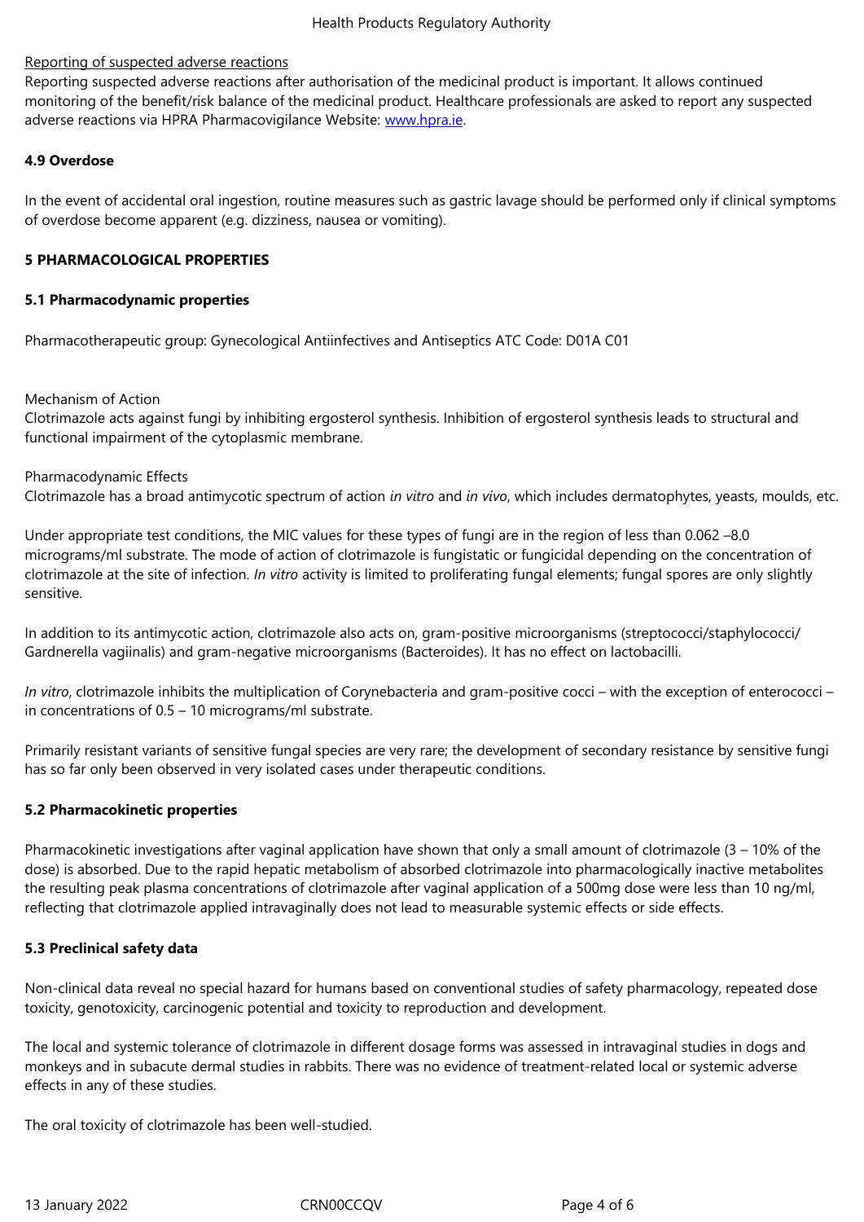Reporting of suspected adverse reactions

Reporting suspected adverse reactions after authorisation of the medicinal product is important. It allows continued monitoring of the benefit/risk balance of the medicinal product. Healthcare professionals are asked to report any suspected adverse reactions via HPRA Pharmacovigilance Website: www.hpra.ie.

**4.9 Overdose**

In the event of accidental oral ingestion, routine measures such as gastric lavage should be performed only if clinical symptoms of overdose become apparent (e.g. dizziness, nausea or vomiting).

## 5 PHARMACOLOGICAL PROPERTIES

### 5.1 Pharmacodynamic properties

Pharmacotherapeutic group: Gynecological Antiinfectives and Antiseptics ATC Code: D01A C01

Mechanism of Action

Clotrimazole acts against fungi by inhibiting ergosterol synthesis. Inhibition of ergosterol synthesis leads to structural and functional impairment of the cytoplasmic membrane.

Pharmacodynamic Effects

Clotrimazole has a broad antimycotic spectrum of action *in vitro* and *in vivo*, which includes dermatophytes, yeasts, moulds, etc.

Under appropriate test conditions, the MIC values for these types of fungi are in the region of less than 0.062 –8.0 micrograms/ml substrate. The mode of action of clotrimazole is fungistatic or fungicidal depending on the concentration of clotrimazole at the site of infection. *In vitro* activity is limited to proliferating fungal elements; fungal spores are only slightly sensitive.

In addition to its antimycotic action, clotrimazole also acts on, gram-positive microorganisms (streptococci/staphylococci/ Gardnerella vagiinalis) and gram-negative microorganisms (Bacteroides). It has no effect on lactobacilli.

*In vitro*, clotrimazole inhibits the multiplication of Corynebacteria and gram-positive cocci – with the exception of enterococci – in concentrations of 0.5 – 10 micrograms/ml substrate.

Primarily resistant variants of sensitive fungal species are very rare; the development of secondary resistance by sensitive fungi has so far only been observed in very isolated cases under therapeutic conditions.

### 5.2 Pharmacokinetic properties

Pharmacokinetic investigations after vaginal application have shown that only a small amount of clotrimazole (3 – 10% of the dose) is absorbed. Due to the rapid hepatic metabolism of absorbed clotrimazole into pharmacologically inactive metabolites the resulting peak plasma concentrations of clotrimazole after vaginal application of a 500mg dose were less than 10 ng/ml, reflecting that clotrimazole applied intravaginally does not lead to measurable systemic effects or side effects.

### 5.3 Preclinical safety data

Non-clinical data reveal no special hazard for humans based on conventional studies of safety pharmacology, repeated dose toxicity, genotoxicity, carcinogenic potential and toxicity to reproduction and development.

The local and systemic tolerance of clotrimazole in different dosage forms was assessed in intravaginal studies in dogs and monkeys and in subacute dermal studies in rabbits. There was no evidence of treatment-related local or systemic adverse effects in any of these studies.

The oral toxicity of clotrimazole has been well-studied.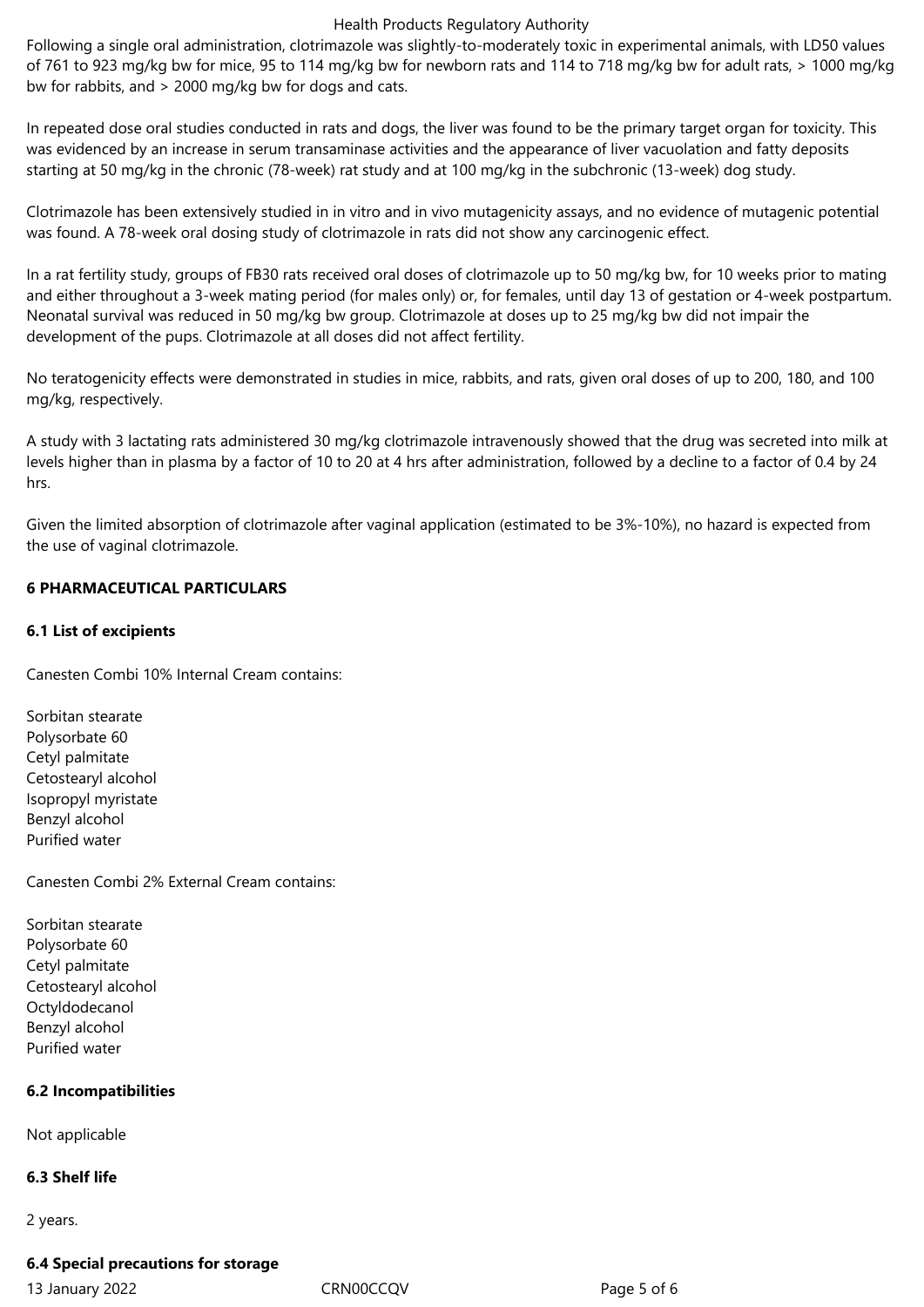Following a single oral administration, clotrimazole was slightly-to-moderately toxic in experimental animals, with LD50 values of 761 to 923 mg/kg bw for mice, 95 to 114 mg/kg bw for newborn rats and 114 to 718 mg/kg bw for adult rats, > 1000 mg/kg bw for rabbits, and > 2000 mg/kg bw for dogs and cats.

In repeated dose oral studies conducted in rats and dogs, the liver was found to be the primary target organ for toxicity. This was evidenced by an increase in serum transaminase activities and the appearance of liver vacuolation and fatty deposits starting at 50 mg/kg in the chronic (78-week) rat study and at 100 mg/kg in the subchronic (13-week) dog study.

Clotrimazole has been extensively studied in in vitro and in vivo mutagenicity assays, and no evidence of mutagenic potential was found. A 78-week oral dosing study of clotrimazole in rats did not show any carcinogenic effect.

In a rat fertility study, groups of FB30 rats received oral doses of clotrimazole up to 50 mg/kg bw, for 10 weeks prior to mating and either throughout a 3-week mating period (for males only) or, for females, until day 13 of gestation or 4-week postpartum. Neonatal survival was reduced in 50 mg/kg bw group. Clotrimazole at doses up to 25 mg/kg bw did not impair the development of the pups. Clotrimazole at all doses did not affect fertility.

No teratogenicity effects were demonstrated in studies in mice, rabbits, and rats, given oral doses of up to 200, 180, and 100 mg/kg, respectively.

A study with 3 lactating rats administered 30 mg/kg clotrimazole intravenously showed that the drug was secreted into milk at levels higher than in plasma by a factor of 10 to 20 at 4 hrs after administration, followed by a decline to a factor of 0.4 by 24 hrs.

Given the limited absorption of clotrimazole after vaginal application (estimated to be 3%-10%), no hazard is expected from the use of vaginal clotrimazole.

## 6 PHARMACEUTICAL PARTICULARS

### 6.1 List of excipients

Canesten Combi 10% Internal Cream contains:

Sorbitan stearate
Polysorbate 60
Cetyl palmitate
Cetostearyl alcohol
Isopropyl myristate
Benzyl alcohol
Purified water

Canesten Combi 2% External Cream contains:

Sorbitan stearate
Polysorbate 60
Cetyl palmitate
Cetostearyl alcohol
Octyldodecanol
Benzyl alcohol
Purified water

### 6.2 Incompatibilities

Not applicable

### 6.3 Shelf life

2 years.

### 6.4 Special precautions for storage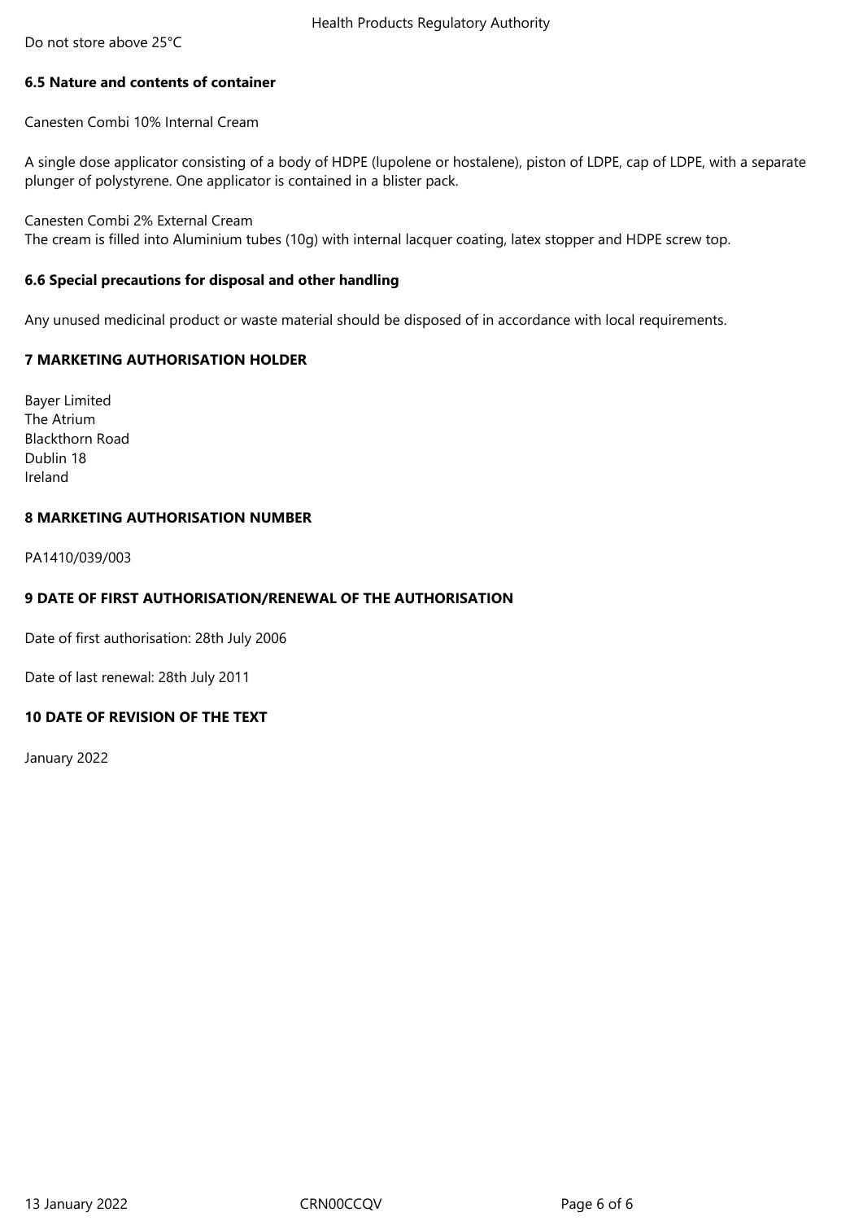Do not store above 25°C

### 6.5 Nature and contents of container

Canesten Combi 10% Internal Cream

A single dose applicator consisting of a body of HDPE (lupolene or hostalene), piston of LDPE, cap of LDPE, with a separate plunger of polystyrene. One applicator is contained in a blister pack.

Canesten Combi 2% External Cream
The cream is filled into Aluminium tubes (10g) with internal lacquer coating, latex stopper and HDPE screw top.

### 6.6 Special precautions for disposal and other handling

Any unused medicinal product or waste material should be disposed of in accordance with local requirements.

## 7 MARKETING AUTHORISATION HOLDER

Bayer Limited
The Atrium
Blackthorn Road
Dublin 18
Ireland

## 8 MARKETING AUTHORISATION NUMBER

PA1410/039/003

## 9 DATE OF FIRST AUTHORISATION/RENEWAL OF THE AUTHORISATION

Date of first authorisation: 28th July 2006

Date of last renewal: 28th July 2011

## 10 DATE OF REVISION OF THE TEXT

January 2022